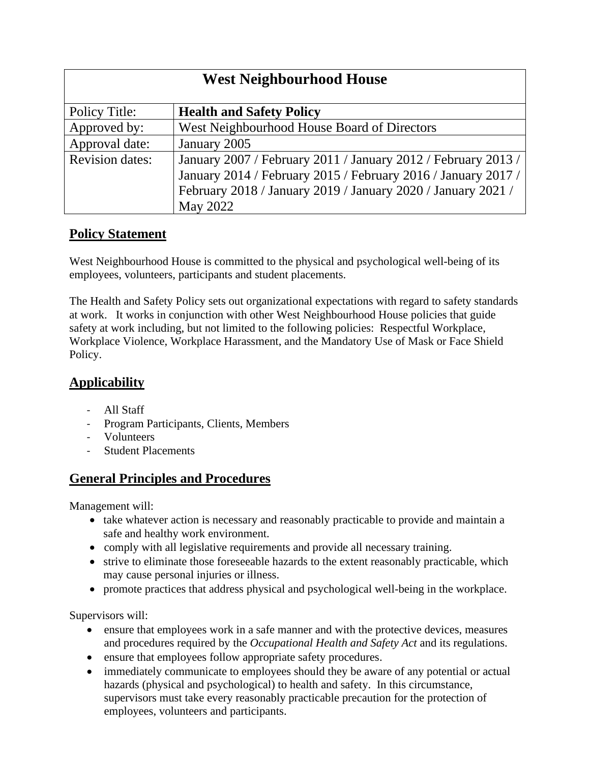| West Neighbourhood House | |
|---|---|
| Policy Title: | **Health and Safety Policy** |
| Approved by: | West Neighbourhood House Board of Directors |
| Approval date: | January 2005 |
| Revision dates: | January 2007 / February 2011 / January 2012 / February 2013 / January 2014 / February 2015 / February 2016 / January 2017 / February 2018 / January 2019 / January 2020 / January 2021 / May 2022 |

## Policy Statement

West Neighbourhood House is committed to the physical and psychological well-being of its employees, volunteers, participants and student placements.

The Health and Safety Policy sets out organizational expectations with regard to safety standards at work. It works in conjunction with other West Neighbourhood House policies that guide safety at work including, but not limited to the following policies: Respectful Workplace, Workplace Violence, Workplace Harassment, and the Mandatory Use of Mask or Face Shield Policy.

## Applicability

- All Staff
- Program Participants, Clients, Members
- Volunteers
- Student Placements

## General Principles and Procedures

Management will:

- take whatever action is necessary and reasonably practicable to provide and maintain a safe and healthy work environment.
- comply with all legislative requirements and provide all necessary training.
- strive to eliminate those foreseeable hazards to the extent reasonably practicable, which may cause personal injuries or illness.
- promote practices that address physical and psychological well-being in the workplace.

Supervisors will:

- ensure that employees work in a safe manner and with the protective devices, measures and procedures required by the *Occupational Health and Safety Act* and its regulations.
- ensure that employees follow appropriate safety procedures.
- immediately communicate to employees should they be aware of any potential or actual hazards (physical and psychological) to health and safety. In this circumstance, supervisors must take every reasonably practicable precaution for the protection of employees, volunteers and participants.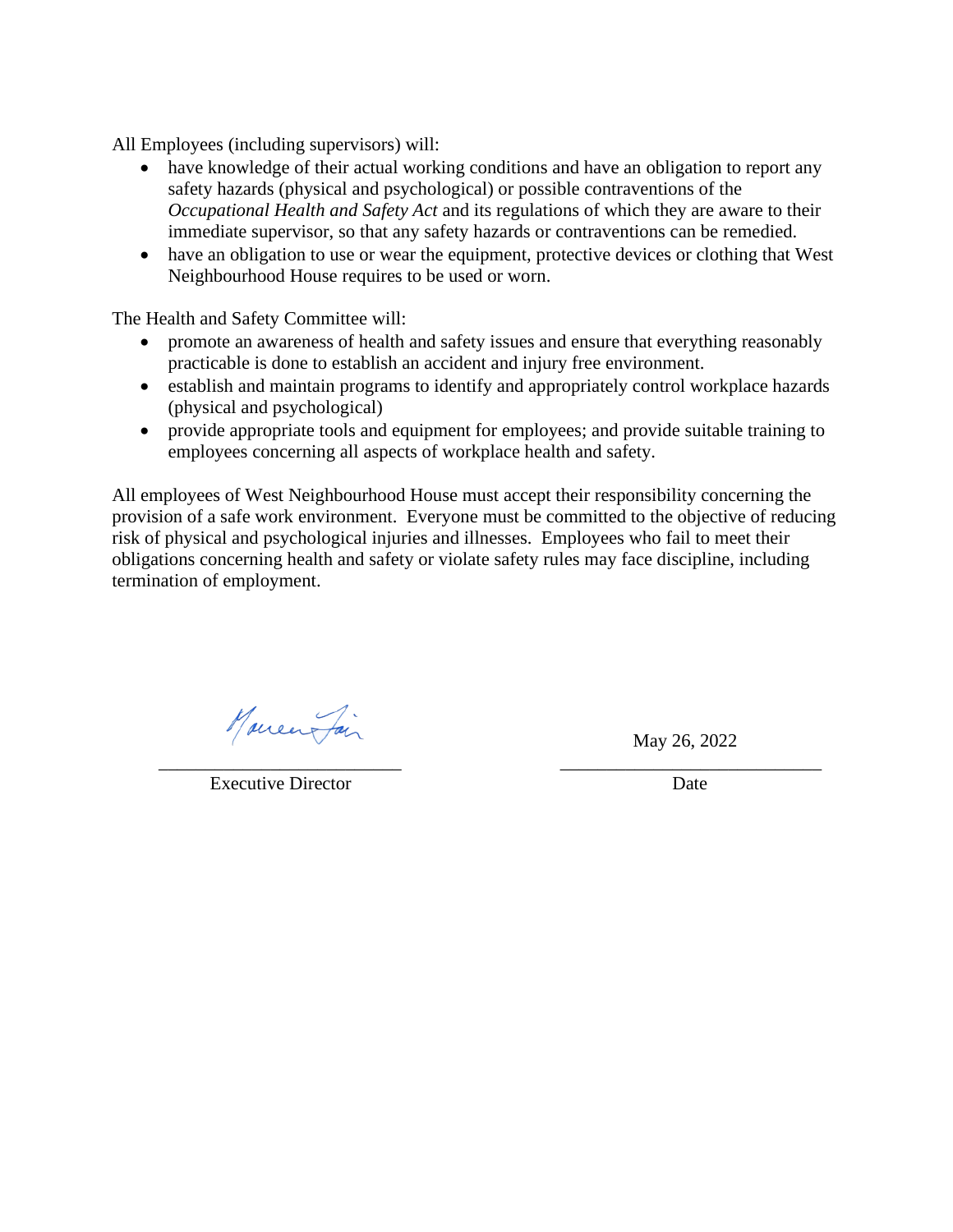All Employees (including supervisors) will:

- have knowledge of their actual working conditions and have an obligation to report any safety hazards (physical and psychological) or possible contraventions of the *Occupational Health and Safety Act* and its regulations of which they are aware to their immediate supervisor, so that any safety hazards or contraventions can be remedied.
- have an obligation to use or wear the equipment, protective devices or clothing that West Neighbourhood House requires to be used or worn.

The Health and Safety Committee will:

- promote an awareness of health and safety issues and ensure that everything reasonably practicable is done to establish an accident and injury free environment.
- establish and maintain programs to identify and appropriately control workplace hazards (physical and psychological)
- provide appropriate tools and equipment for employees; and provide suitable training to employees concerning all aspects of workplace health and safety.

All employees of West Neighbourhood House must accept their responsibility concerning the provision of a safe work environment. Everyone must be committed to the objective of reducing risk of physical and psychological injuries and illnesses. Employees who fail to meet their obligations concerning health and safety or violate safety rules may face discipline, including termination of employment.

| [signature] | May 26, 2022 |
|---|---|
| Executive Director | Date |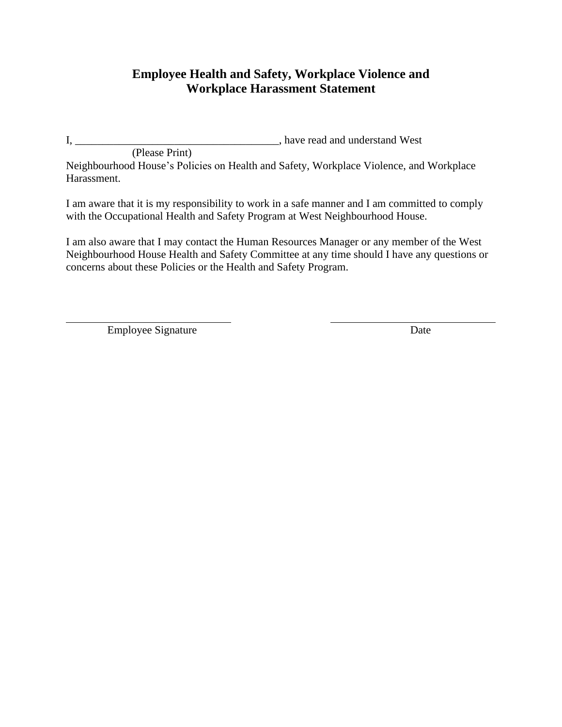# Employee Health and Safety, Workplace Violence and Workplace Harassment Statement

I, ______________________________________, have read and understand West
(Please Print)
Neighbourhood House's Policies on Health and Safety, Workplace Violence, and Workplace Harassment.

I am aware that it is my responsibility to work in a safe manner and I am committed to comply with the Occupational Health and Safety Program at West Neighbourhood House.

I am also aware that I may contact the Human Resources Manager or any member of the West Neighbourhood House Health and Safety Committee at any time should I have any questions or concerns about these Policies or the Health and Safety Program.

______________________________ ______________________________
Employee Signature Date